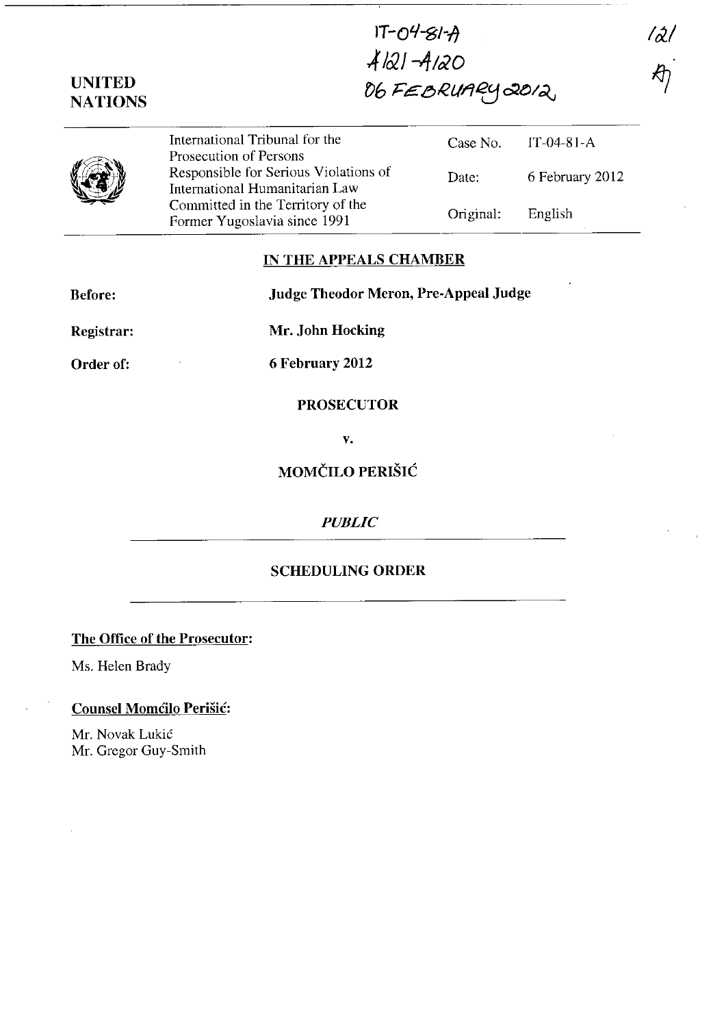IT-04-81-A
A121-A120
06 FEBRUARY 2012

121
AJ

**UNITED NATIONS**

| | | |
|---|---|---|
| International Tribunal for the Prosecution of Persons Responsible for Serious Violations of International Humanitarian Law Committed in the Territory of the Former Yugoslavia since 1991 | Case No. | IT-04-81-A |
| | Date: | 6 February 2012 |
| | Original: | English |

## IN THE APPEALS CHAMBER

**Before:** **Judge Theodor Meron, Pre-Appeal Judge**

**Registrar:** **Mr. John Hocking**

**Order of:** **6 February 2012**

**PROSECUTOR**

**v.**

**MOMČILO PERIŠIĆ**

*PUBLIC*

## SCHEDULING ORDER

**The Office of the Prosecutor:**

Ms. Helen Brady

**Counsel Momčilo Perišić:**

Mr. Novak Lukić
Mr. Gregor Guy-Smith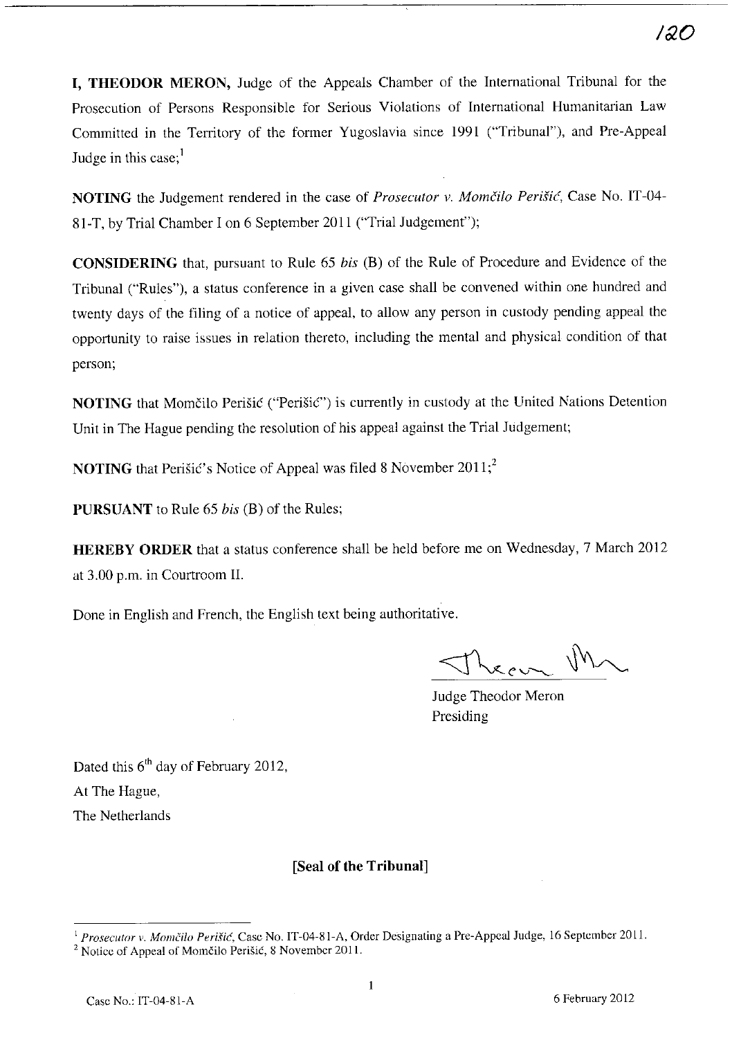**I, THEODOR MERON,** Judge of the Appeals Chamber of the International Tribunal for the Prosecution of Persons Responsible for Serious Violations of International Humanitarian Law Committed in the Territory of the former Yugoslavia since 1991 ("Tribunal"), and Pre-Appeal Judge in this case;[1]

**NOTING** the Judgement rendered in the case of *Prosecutor v. Momčilo Perišić*, Case No. IT-04-81-T, by Trial Chamber I on 6 September 2011 ("Trial Judgement");

**CONSIDERING** that, pursuant to Rule 65 *bis* (B) of the Rule of Procedure and Evidence of the Tribunal ("Rules"), a status conference in a given case shall be convened within one hundred and twenty days of the filing of a notice of appeal, to allow any person in custody pending appeal the opportunity to raise issues in relation thereto, including the mental and physical condition of that person;

**NOTING** that Momčilo Perišić ("Perišić") is currently in custody at the United Nations Detention Unit in The Hague pending the resolution of his appeal against the Trial Judgement;

**NOTING** that Perišić's Notice of Appeal was filed 8 November 2011;[2]

**PURSUANT** to Rule 65 *bis* (B) of the Rules;

**HEREBY ORDER** that a status conference shall be held before me on Wednesday, 7 March 2012 at 3.00 p.m. in Courtroom II.

Done in English and French, the English text being authoritative.

Judge Theodor Meron
Presiding

Dated this 6th day of February 2012,
At The Hague,
The Netherlands

**[Seal of the Tribunal]**

---

[1] *Prosecutor v. Momčilo Perišić*, Case No. IT-04-81-A, Order Designating a Pre-Appeal Judge, 16 September 2011.

[2] Notice of Appeal of Momčilo Perišić, 8 November 2011.